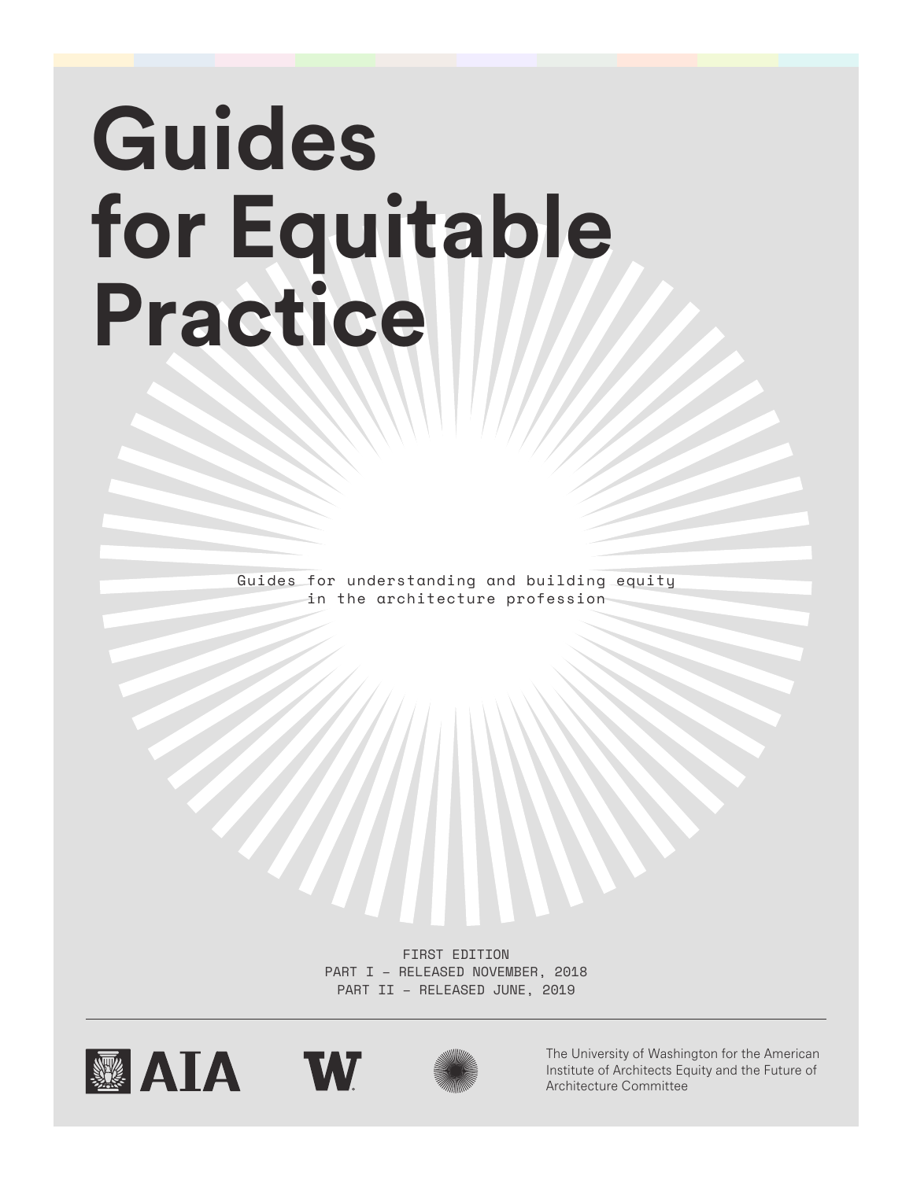# Guides for Equitable Practice

Guides for understanding and building equity in the architecture profession

FIRST EDITION
PART I – RELEASED NOVEMBER, 2018
PART II – RELEASED JUNE, 2019

AIA

The University of Washington for the American Institute of Architects Equity and the Future of Architecture Committee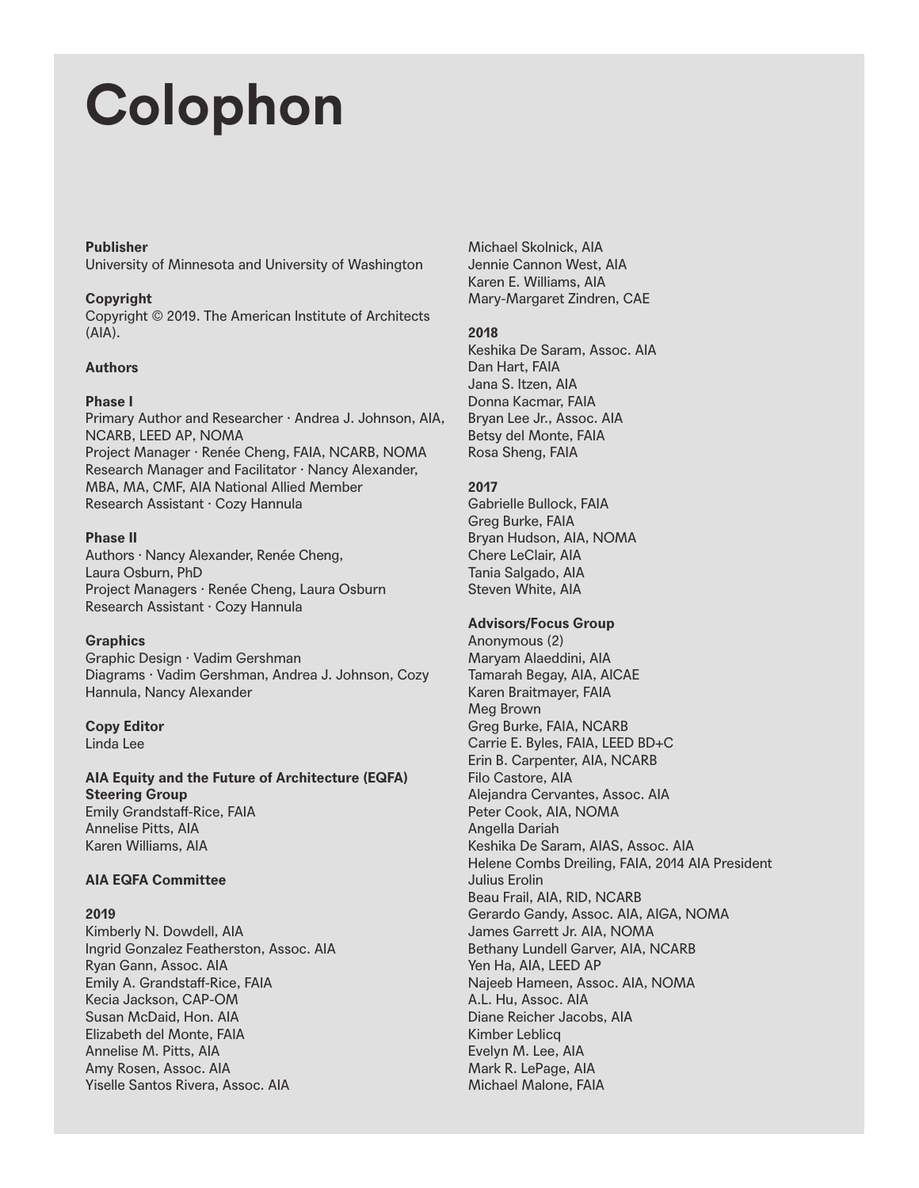# Colophon

**Publisher**
University of Minnesota and University of Washington

**Copyright**
Copyright © 2019. The American Institute of Architects (AIA).

**Authors**

**Phase I**
Primary Author and Researcher · Andrea J. Johnson, AIA, NCARB, LEED AP, NOMA
Project Manager · Renée Cheng, FAIA, NCARB, NOMA
Research Manager and Facilitator · Nancy Alexander, MBA, MA, CMF, AIA National Allied Member
Research Assistant · Cozy Hannula

**Phase II**
Authors · Nancy Alexander, Renée Cheng, Laura Osburn, PhD
Project Managers · Renée Cheng, Laura Osburn
Research Assistant · Cozy Hannula

**Graphics**
Graphic Design · Vadim Gershman
Diagrams · Vadim Gershman, Andrea J. Johnson, Cozy Hannula, Nancy Alexander

**Copy Editor**
Linda Lee

**AIA Equity and the Future of Architecture (EQFA) Steering Group**
Emily Grandstaff-Rice, FAIA
Annelise Pitts, AIA
Karen Williams, AIA

**AIA EQFA Committee**

**2019**
Kimberly N. Dowdell, AIA
Ingrid Gonzalez Featherston, Assoc. AIA
Ryan Gann, Assoc. AIA
Emily A. Grandstaff-Rice, FAIA
Kecia Jackson, CAP-OM
Susan McDaid, Hon. AIA
Elizabeth del Monte, FAIA
Annelise M. Pitts, AIA
Amy Rosen, Assoc. AIA
Yiselle Santos Rivera, Assoc. AIA
Michael Skolnick, AIA
Jennie Cannon West, AIA
Karen E. Williams, AIA
Mary-Margaret Zindren, CAE

**2018**
Keshika De Saram, Assoc. AIA
Dan Hart, FAIA
Jana S. Itzen, AIA
Donna Kacmar, FAIA
Bryan Lee Jr., Assoc. AIA
Betsy del Monte, FAIA
Rosa Sheng, FAIA

**2017**
Gabrielle Bullock, FAIA
Greg Burke, FAIA
Bryan Hudson, AIA, NOMA
Chere LeClair, AIA
Tania Salgado, AIA
Steven White, AIA

**Advisors/Focus Group**
Anonymous (2)
Maryam Alaeddini, AIA
Tamarah Begay, AIA, AICAE
Karen Braitmayer, FAIA
Meg Brown
Greg Burke, FAIA, NCARB
Carrie E. Byles, FAIA, LEED BD+C
Erin B. Carpenter, AIA, NCARB
Filo Castore, AIA
Alejandra Cervantes, Assoc. AIA
Peter Cook, AIA, NOMA
Angella Dariah
Keshika De Saram, AIAS, Assoc. AIA
Helene Combs Dreiling, FAIA, 2014 AIA President
Julius Erolin
Beau Frail, AIA, RID, NCARB
Gerardo Gandy, Assoc. AIA, AIGA, NOMA
James Garrett Jr. AIA, NOMA
Bethany Lundell Garver, AIA, NCARB
Yen Ha, AIA, LEED AP
Najeeb Hameen, Assoc. AIA, NOMA
A.L. Hu, Assoc. AIA
Diane Reicher Jacobs, AIA
Kimber Leblicq
Evelyn M. Lee, AIA
Mark R. LePage, AIA
Michael Malone, FAIA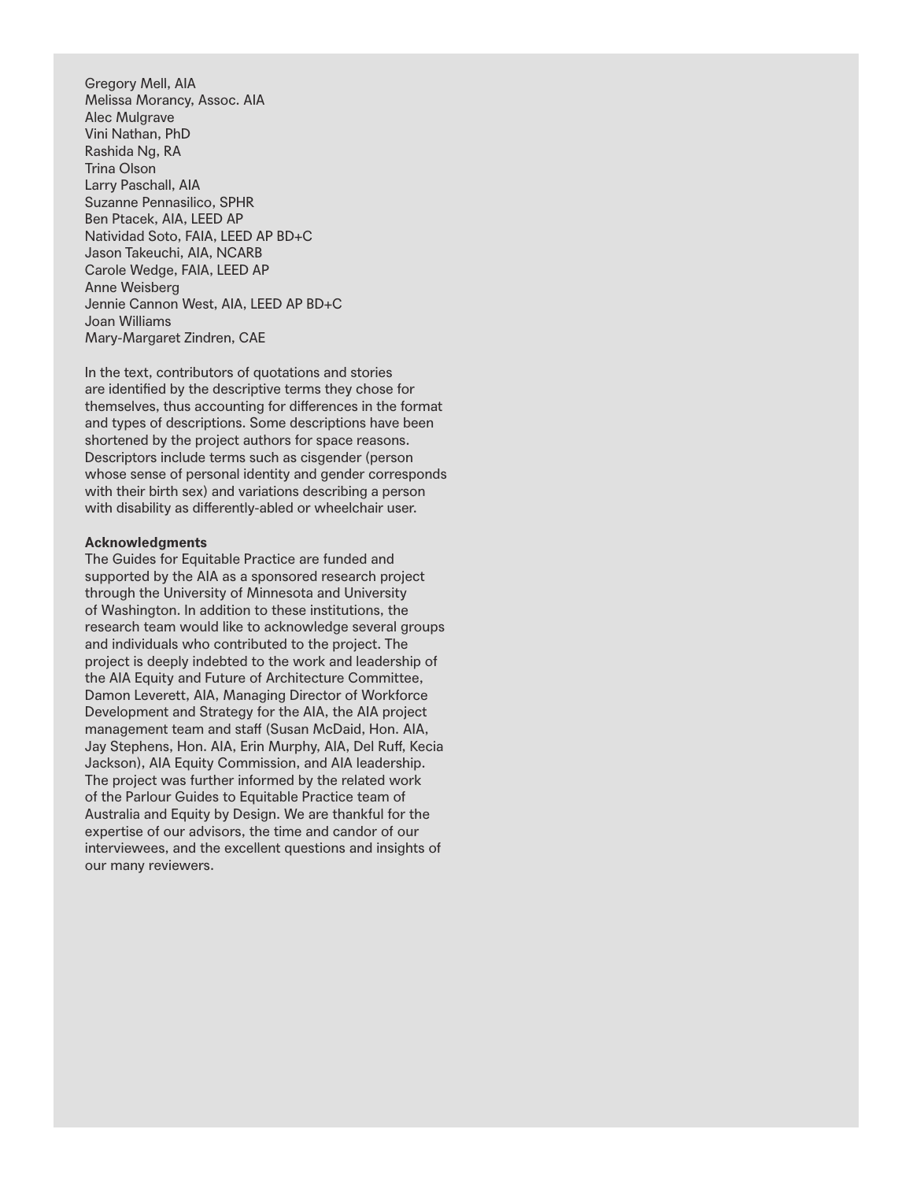Gregory Mell, AIA
Melissa Morancy, Assoc. AIA
Alec Mulgrave
Vini Nathan, PhD
Rashida Ng, RA
Trina Olson
Larry Paschall, AIA
Suzanne Pennasilico, SPHR
Ben Ptacek, AIA, LEED AP
Natividad Soto, FAIA, LEED AP BD+C
Jason Takeuchi, AIA, NCARB
Carole Wedge, FAIA, LEED AP
Anne Weisberg
Jennie Cannon West, AIA, LEED AP BD+C
Joan Williams
Mary-Margaret Zindren, CAE

In the text, contributors of quotations and stories are identified by the descriptive terms they chose for themselves, thus accounting for differences in the format and types of descriptions. Some descriptions have been shortened by the project authors for space reasons. Descriptors include terms such as cisgender (person whose sense of personal identity and gender corresponds with their birth sex) and variations describing a person with disability as differently-abled or wheelchair user.

**Acknowledgments**

The Guides for Equitable Practice are funded and supported by the AIA as a sponsored research project through the University of Minnesota and University of Washington. In addition to these institutions, the research team would like to acknowledge several groups and individuals who contributed to the project. The project is deeply indebted to the work and leadership of the AIA Equity and Future of Architecture Committee, Damon Leverett, AIA, Managing Director of Workforce Development and Strategy for the AIA, the AIA project management team and staff (Susan McDaid, Hon. AIA, Jay Stephens, Hon. AIA, Erin Murphy, AIA, Del Ruff, Kecia Jackson), AIA Equity Commission, and AIA leadership. The project was further informed by the related work of the Parlour Guides to Equitable Practice team of Australia and Equity by Design. We are thankful for the expertise of our advisors, the time and candor of our interviewees, and the excellent questions and insights of our many reviewers.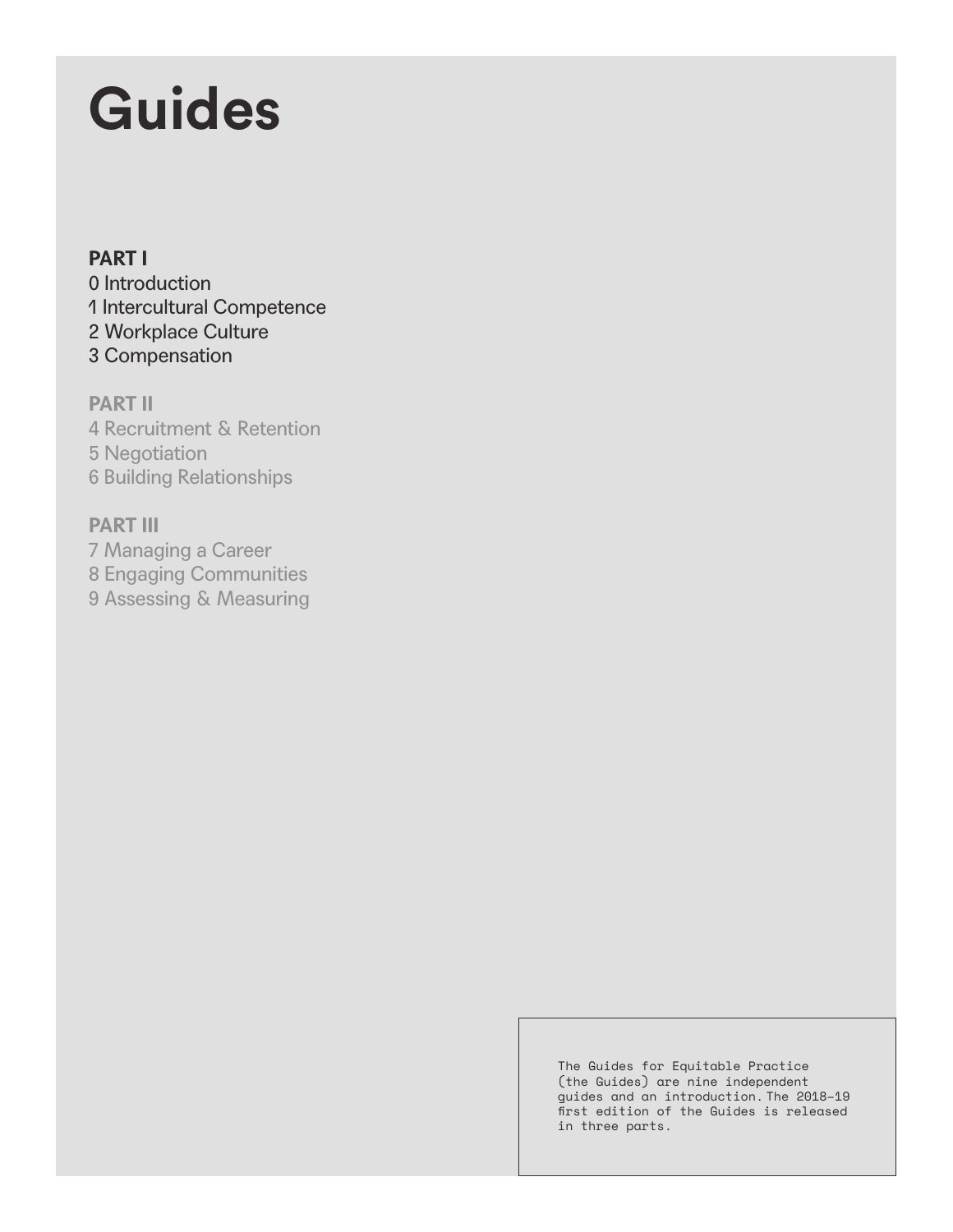# Guides

**PART I**

0 Introduction
1 Intercultural Competence
2 Workplace Culture
3 Compensation

**PART II**

4 Recruitment & Retention
5 Negotiation
6 Building Relationships

**PART III**

7 Managing a Career
8 Engaging Communities
9 Assessing & Measuring

The Guides for Equitable Practice (the Guides) are nine independent guides and an introduction. The 2018–19 first edition of the Guides is released in three parts.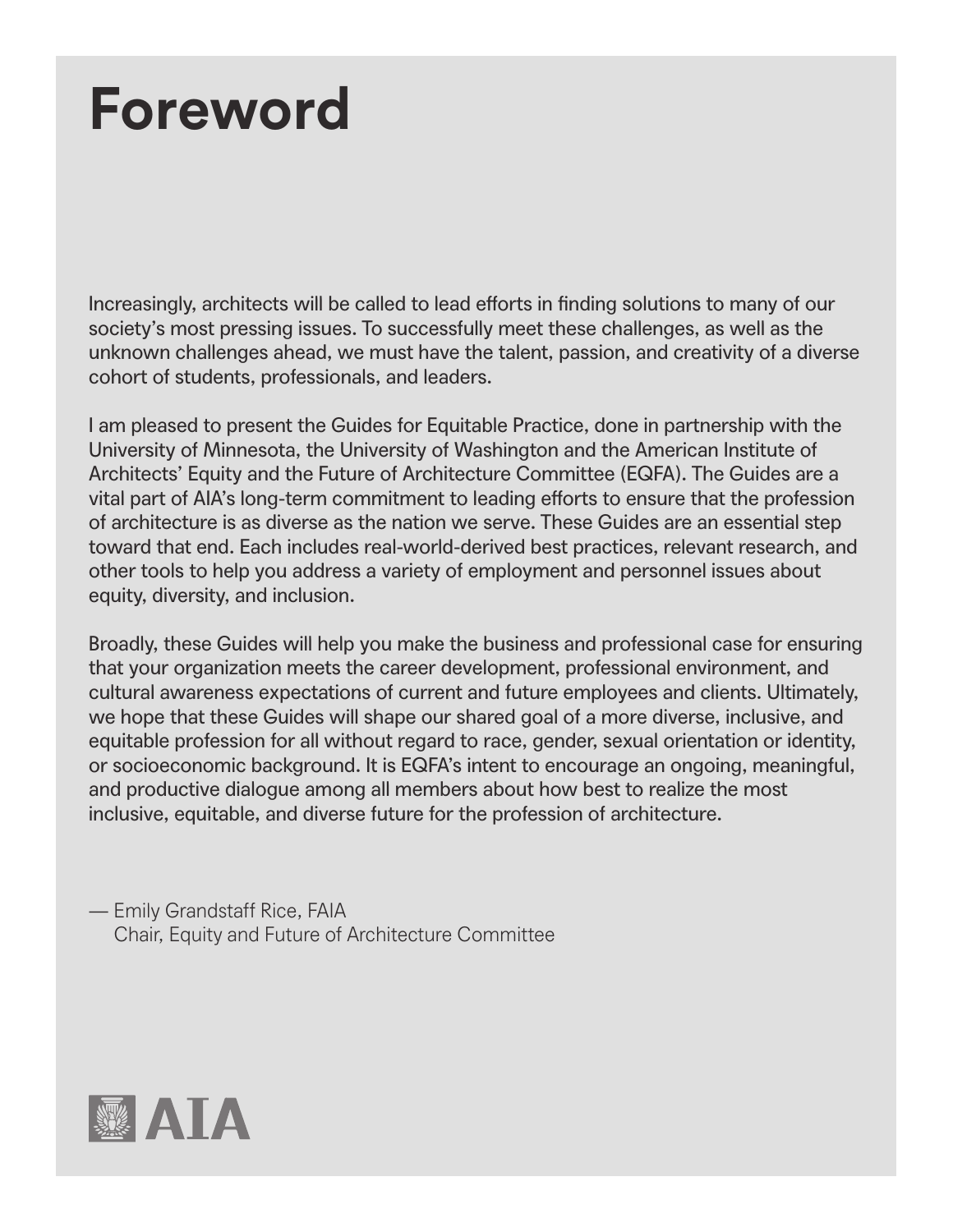# Foreword

Increasingly, architects will be called to lead efforts in finding solutions to many of our society's most pressing issues. To successfully meet these challenges, as well as the unknown challenges ahead, we must have the talent, passion, and creativity of a diverse cohort of students, professionals, and leaders.

I am pleased to present the Guides for Equitable Practice, done in partnership with the University of Minnesota, the University of Washington and the American Institute of Architects' Equity and the Future of Architecture Committee (EQFA). The Guides are a vital part of AIA's long-term commitment to leading efforts to ensure that the profession of architecture is as diverse as the nation we serve. These Guides are an essential step toward that end. Each includes real-world-derived best practices, relevant research, and other tools to help you address a variety of employment and personnel issues about equity, diversity, and inclusion.

Broadly, these Guides will help you make the business and professional case for ensuring that your organization meets the career development, professional environment, and cultural awareness expectations of current and future employees and clients. Ultimately, we hope that these Guides will shape our shared goal of a more diverse, inclusive, and equitable profession for all without regard to race, gender, sexual orientation or identity, or socioeconomic background. It is EQFA's intent to encourage an ongoing, meaningful, and productive dialogue among all members about how best to realize the most inclusive, equitable, and diverse future for the profession of architecture.

— Emily Grandstaff Rice, FAIA
Chair, Equity and Future of Architecture Committee

AIA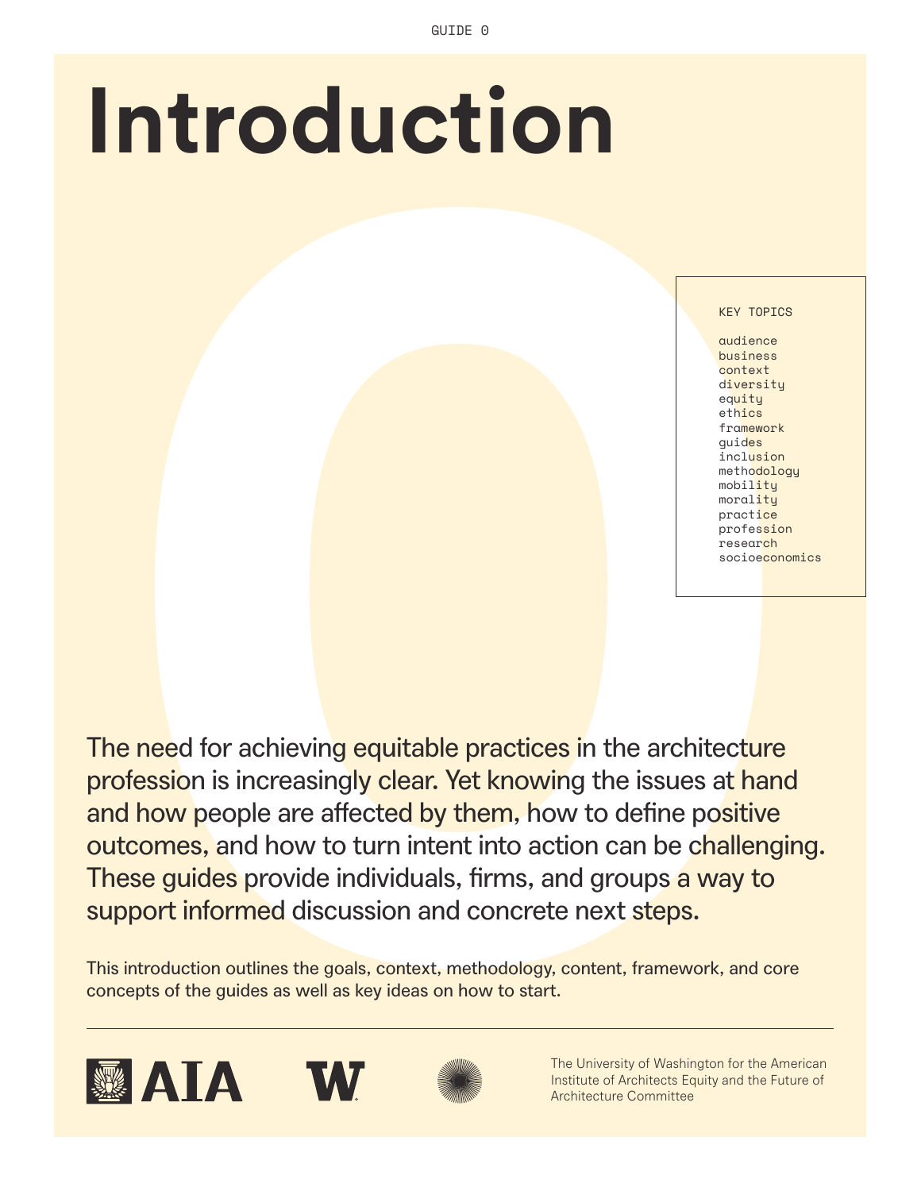GUIDE 0

# Introduction

KEY TOPICS

audience
business
context
diversity
equity
ethics
framework
guides
inclusion
methodology
mobility
morality
practice
profession
research
socioeconomics

The need for achieving equitable practices in the architecture profession is increasingly clear. Yet knowing the issues at hand and how people are affected by them, how to define positive outcomes, and how to turn intent into action can be challenging. These guides provide individuals, firms, and groups a way to support informed discussion and concrete next steps.

This introduction outlines the goals, context, methodology, content, framework, and core concepts of the guides as well as key ideas on how to start.

The University of Washington for the American Institute of Architects Equity and the Future of Architecture Committee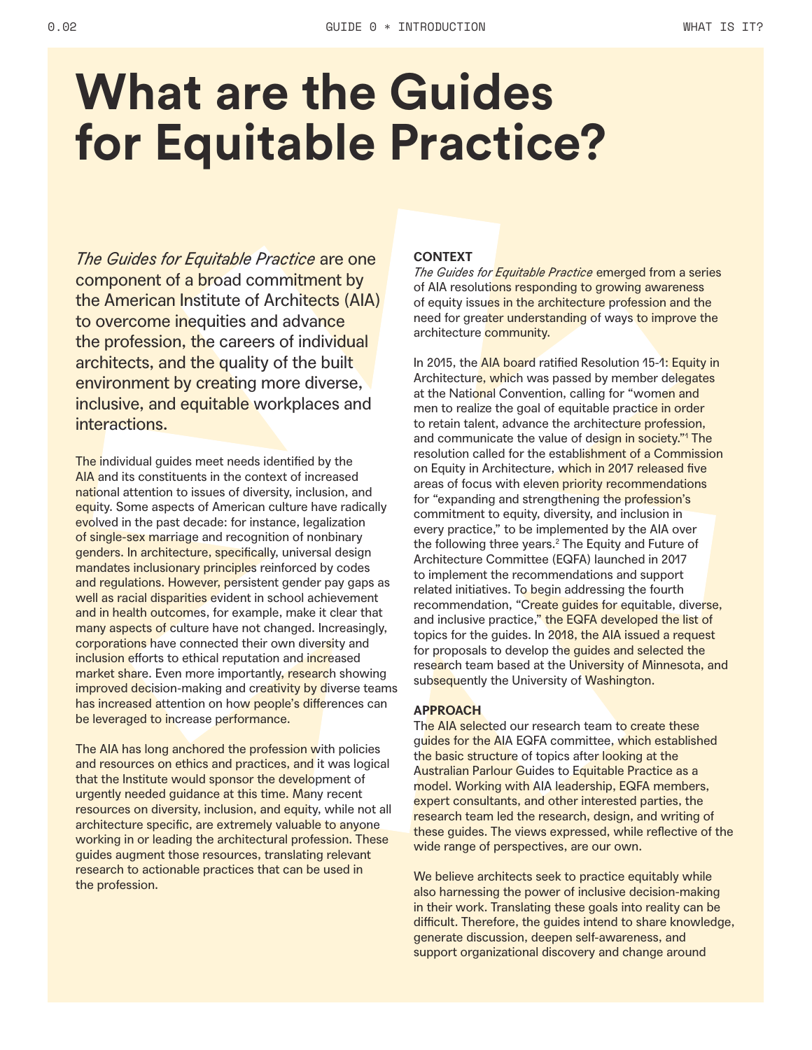# What are the Guides for Equitable Practice?

*The Guides for Equitable Practice* are one component of a broad commitment by the American Institute of Architects (AIA) to overcome inequities and advance the profession, the careers of individual architects, and the quality of the built environment by creating more diverse, inclusive, and equitable workplaces and interactions.

The individual guides meet needs identified by the AIA and its constituents in the context of increased national attention to issues of diversity, inclusion, and equity. Some aspects of American culture have radically evolved in the past decade: for instance, legalization of single-sex marriage and recognition of nonbinary genders. In architecture, specifically, universal design mandates inclusionary principles reinforced by codes and regulations. However, persistent gender pay gaps as well as racial disparities evident in school achievement and in health outcomes, for example, make it clear that many aspects of culture have not changed. Increasingly, corporations have connected their own diversity and inclusion efforts to ethical reputation and increased market share. Even more importantly, research showing improved decision-making and creativity by diverse teams has increased attention on how people's differences can be leveraged to increase performance.

The AIA has long anchored the profession with policies and resources on ethics and practices, and it was logical that the Institute would sponsor the development of urgently needed guidance at this time. Many recent resources on diversity, inclusion, and equity, while not all architecture specific, are extremely valuable to anyone working in or leading the architectural profession. These guides augment those resources, translating relevant research to actionable practices that can be used in the profession.

**CONTEXT**

*The Guides for Equitable Practice* emerged from a series of AIA resolutions responding to growing awareness of equity issues in the architecture profession and the need for greater understanding of ways to improve the architecture community.

In 2015, the AIA board ratified Resolution 15-1: Equity in Architecture, which was passed by member delegates at the National Convention, calling for "women and men to realize the goal of equitable practice in order to retain talent, advance the architecture profession, and communicate the value of design in society."[1] The resolution called for the establishment of a Commission on Equity in Architecture, which in 2017 released five areas of focus with eleven priority recommendations for "expanding and strengthening the profession's commitment to equity, diversity, and inclusion in every practice," to be implemented by the AIA over the following three years.[2] The Equity and Future of Architecture Committee (EQFA) launched in 2017 to implement the recommendations and support related initiatives. To begin addressing the fourth recommendation, "Create guides for equitable, diverse, and inclusive practice," the EQFA developed the list of topics for the guides. In 2018, the AIA issued a request for proposals to develop the guides and selected the research team based at the University of Minnesota, and subsequently the University of Washington.

**APPROACH**

The AIA selected our research team to create these guides for the AIA EQFA committee, which established the basic structure of topics after looking at the Australian Parlour Guides to Equitable Practice as a model. Working with AIA leadership, EQFA members, expert consultants, and other interested parties, the research team led the research, design, and writing of these guides. The views expressed, while reflective of the wide range of perspectives, are our own.

We believe architects seek to practice equitably while also harnessing the power of inclusive decision-making in their work. Translating these goals into reality can be difficult. Therefore, the guides intend to share knowledge, generate discussion, deepen self-awareness, and support organizational discovery and change around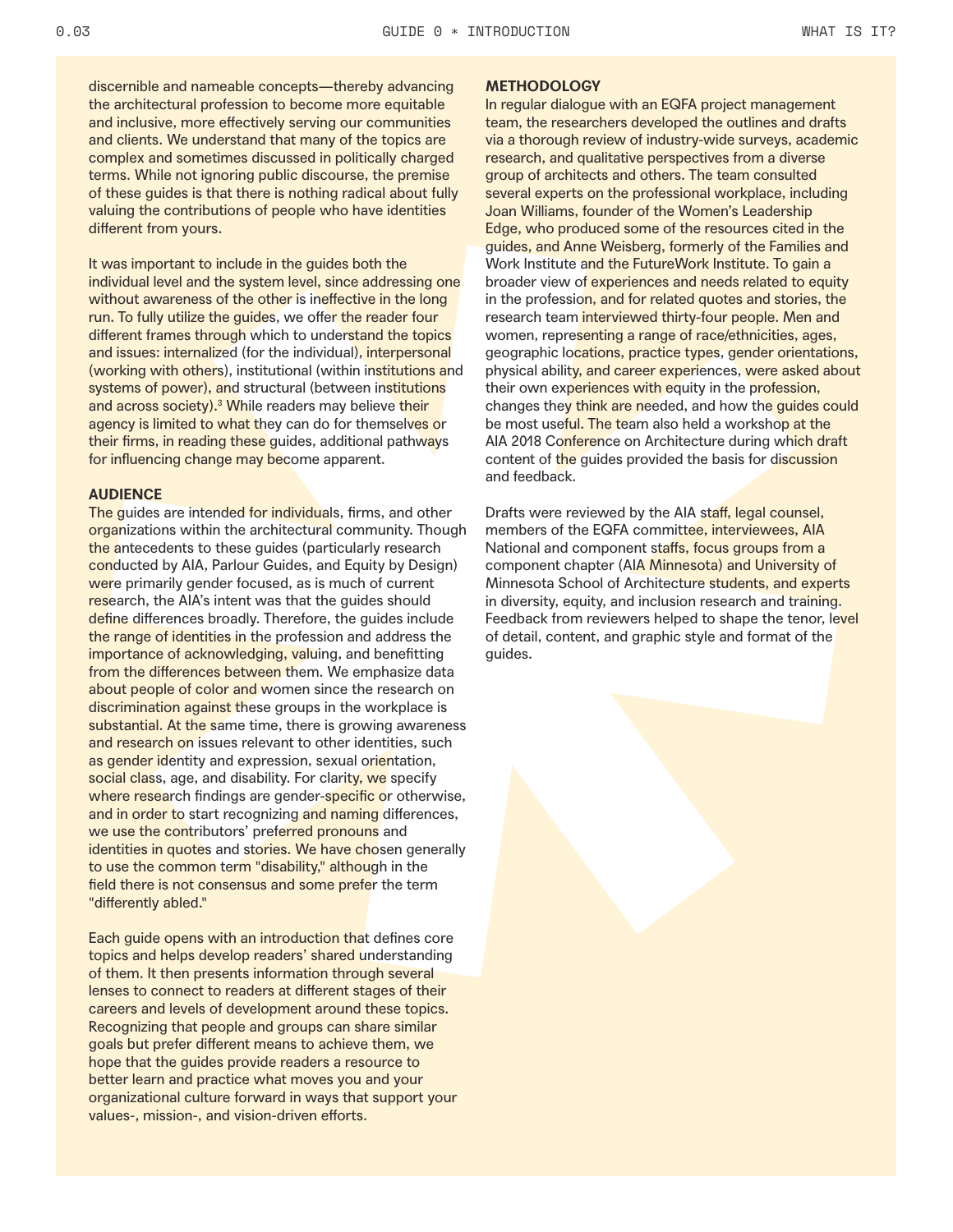discernible and nameable concepts—thereby advancing the architectural profession to become more equitable and inclusive, more effectively serving our communities and clients. We understand that many of the topics are complex and sometimes discussed in politically charged terms. While not ignoring public discourse, the premise of these guides is that there is nothing radical about fully valuing the contributions of people who have identities different from yours.

It was important to include in the guides both the individual level and the system level, since addressing one without awareness of the other is ineffective in the long run. To fully utilize the guides, we offer the reader four different frames through which to understand the topics and issues: internalized (for the individual), interpersonal (working with others), institutional (within institutions and systems of power), and structural (between institutions and across society).[3] While readers may believe their agency is limited to what they can do for themselves or their firms, in reading these guides, additional pathways for influencing change may become apparent.

## AUDIENCE

The guides are intended for individuals, firms, and other organizations within the architectural community. Though the antecedents to these guides (particularly research conducted by AIA, Parlour Guides, and Equity by Design) were primarily gender focused, as is much of current research, the AIA's intent was that the guides should define differences broadly. Therefore, the guides include the range of identities in the profession and address the importance of acknowledging, valuing, and benefitting from the differences between them. We emphasize data about people of color and women since the research on discrimination against these groups in the workplace is substantial. At the same time, there is growing awareness and research on issues relevant to other identities, such as gender identity and expression, sexual orientation, social class, age, and disability. For clarity, we specify where research findings are gender-specific or otherwise, and in order to start recognizing and naming differences, we use the contributors' preferred pronouns and identities in quotes and stories. We have chosen generally to use the common term "disability," although in the field there is not consensus and some prefer the term "differently abled."

Each guide opens with an introduction that defines core topics and helps develop readers' shared understanding of them. It then presents information through several lenses to connect to readers at different stages of their careers and levels of development around these topics. Recognizing that people and groups can share similar goals but prefer different means to achieve them, we hope that the guides provide readers a resource to better learn and practice what moves you and your organizational culture forward in ways that support your values-, mission-, and vision-driven efforts.

## METHODOLOGY

In regular dialogue with an EQFA project management team, the researchers developed the outlines and drafts via a thorough review of industry-wide surveys, academic research, and qualitative perspectives from a diverse group of architects and others. The team consulted several experts on the professional workplace, including Joan Williams, founder of the Women's Leadership Edge, who produced some of the resources cited in the guides, and Anne Weisberg, formerly of the Families and Work Institute and the FutureWork Institute. To gain a broader view of experiences and needs related to equity in the profession, and for related quotes and stories, the research team interviewed thirty-four people. Men and women, representing a range of race/ethnicities, ages, geographic locations, practice types, gender orientations, physical ability, and career experiences, were asked about their own experiences with equity in the profession, changes they think are needed, and how the guides could be most useful. The team also held a workshop at the AIA 2018 Conference on Architecture during which draft content of the guides provided the basis for discussion and feedback.

Drafts were reviewed by the AIA staff, legal counsel, members of the EQFA committee, interviewees, AIA National and component staffs, focus groups from a component chapter (AIA Minnesota) and University of Minnesota School of Architecture students, and experts in diversity, equity, and inclusion research and training. Feedback from reviewers helped to shape the tenor, level of detail, content, and graphic style and format of the guides.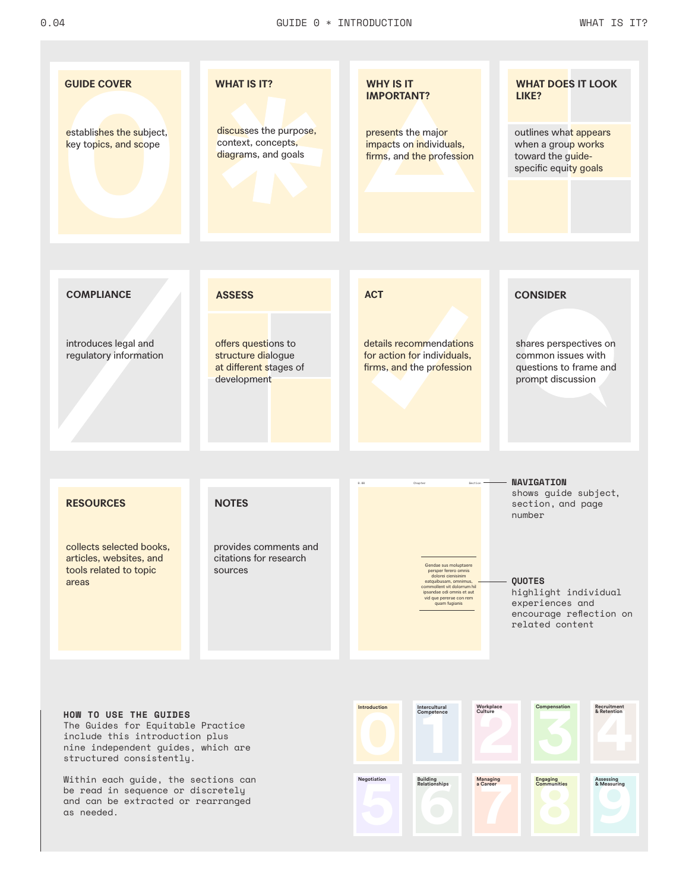**GUIDE COVER**

establishes the subject, key topics, and scope

**WHAT IS IT?**

discusses the purpose, context, concepts, diagrams, and goals

**WHY IS IT IMPORTANT?**

presents the major impacts on individuals, firms, and the profession

**WHAT DOES IT LOOK LIKE?**

outlines what appears when a group works toward the guide-specific equity goals

**COMPLIANCE**

introduces legal and regulatory information

**ASSESS**

offers questions to structure dialogue at different stages of development

**ACT**

details recommendations for action for individuals, firms, and the profession

**CONSIDER**

shares perspectives on common issues with questions to frame and prompt discussion

**RESOURCES**

collects selected books, articles, websites, and tools related to topic areas

**NOTES**

provides comments and citations for research sources

0.00 Chapter Section

Gendae sus moluptaere persper ferero omnis dolorei cienisinim eatquibusam, omnimus, commollent vit dolorrum hil ipsandae odi omnis et aut vid que pererae con rem quam fugianis

**NAVIGATION**
shows guide subject, section, and page number

**QUOTES**
highlight individual experiences and encourage reflection on related content

**HOW TO USE THE GUIDES**
The Guides for Equitable Practice include this introduction plus nine independent guides, which are structured consistently.

Within each guide, the sections can be read in sequence or discretely and can be extracted or rearranged as needed.

0 Introduction
1 Intercultural Competence
2 Workplace Culture
3 Compensation
4 Recruitment & Retention
5 Negotiation
6 Building Relationships
7 Managing a Career
8 Engaging Communities
9 Assessing & Measuring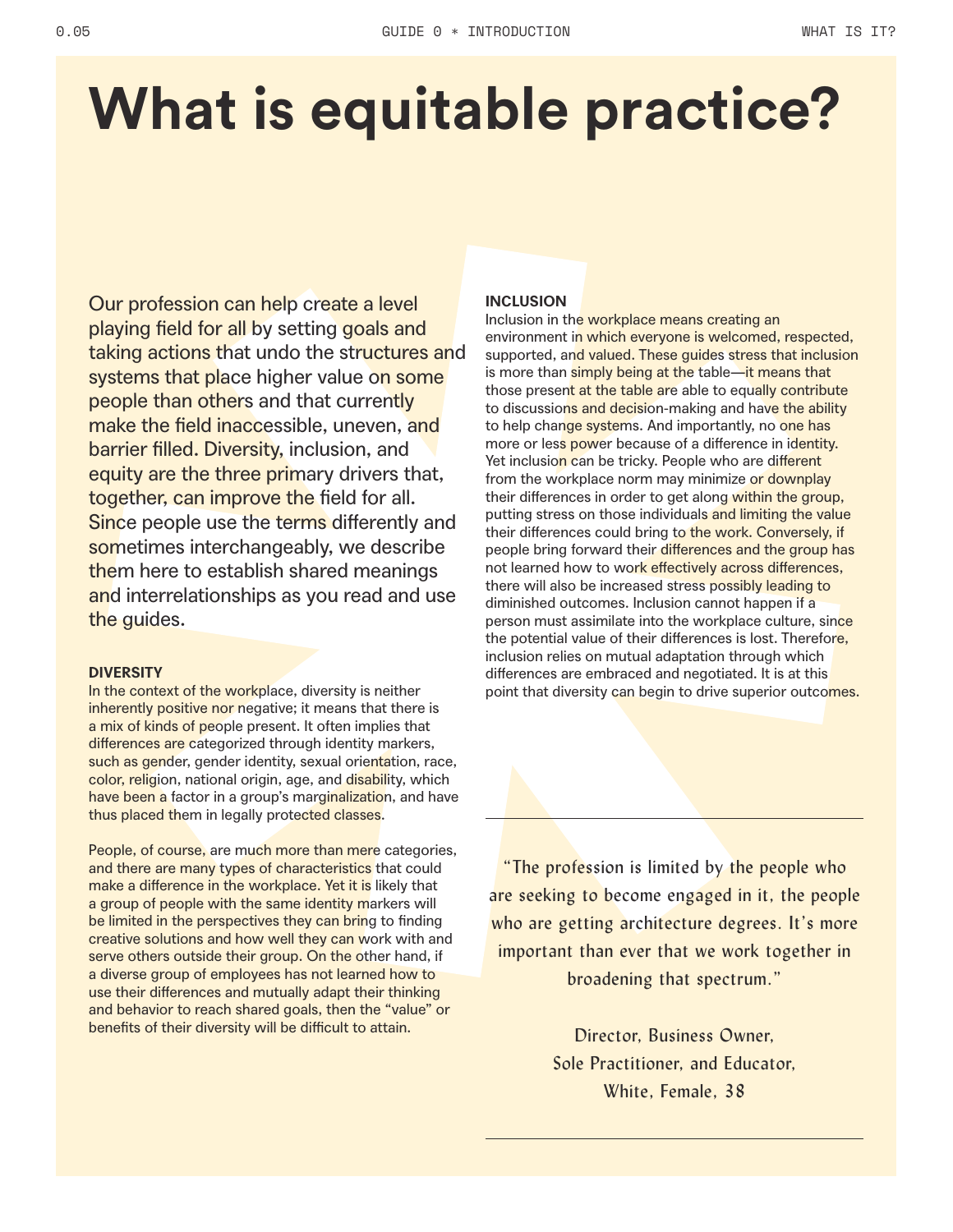# What is equitable practice?

Our profession can help create a level playing field for all by setting goals and taking actions that undo the structures and systems that place higher value on some people than others and that currently make the field inaccessible, uneven, and barrier filled. Diversity, inclusion, and equity are the three primary drivers that, together, can improve the field for all. Since people use the terms differently and sometimes interchangeably, we describe them here to establish shared meanings and interrelationships as you read and use the guides.

**DIVERSITY**

In the context of the workplace, diversity is neither inherently positive nor negative; it means that there is a mix of kinds of people present. It often implies that differences are categorized through identity markers, such as gender, gender identity, sexual orientation, race, color, religion, national origin, age, and disability, which have been a factor in a group's marginalization, and have thus placed them in legally protected classes.

People, of course, are much more than mere categories, and there are many types of characteristics that could make a difference in the workplace. Yet it is likely that a group of people with the same identity markers will be limited in the perspectives they can bring to finding creative solutions and how well they can work with and serve others outside their group. On the other hand, if a diverse group of employees has not learned how to use their differences and mutually adapt their thinking and behavior to reach shared goals, then the "value" or benefits of their diversity will be difficult to attain.

**INCLUSION**

Inclusion in the workplace means creating an environment in which everyone is welcomed, respected, supported, and valued. These guides stress that inclusion is more than simply being at the table—it means that those present at the table are able to equally contribute to discussions and decision-making and have the ability to help change systems. And importantly, no one has more or less power because of a difference in identity. Yet inclusion can be tricky. People who are different from the workplace norm may minimize or downplay their differences in order to get along within the group, putting stress on those individuals and limiting the value their differences could bring to the work. Conversely, if people bring forward their differences and the group has not learned how to work effectively across differences, there will also be increased stress possibly leading to diminished outcomes. Inclusion cannot happen if a person must assimilate into the workplace culture, since the potential value of their differences is lost. Therefore, inclusion relies on mutual adaptation through which differences are embraced and negotiated. It is at this point that diversity can begin to drive superior outcomes.

---

> "The profession is limited by the people who are seeking to become engaged in it, the people who are getting architecture degrees. It's more important than ever that we work together in broadening that spectrum."
>
> Director, Business Owner, Sole Practitioner, and Educator, White, Female, 38

---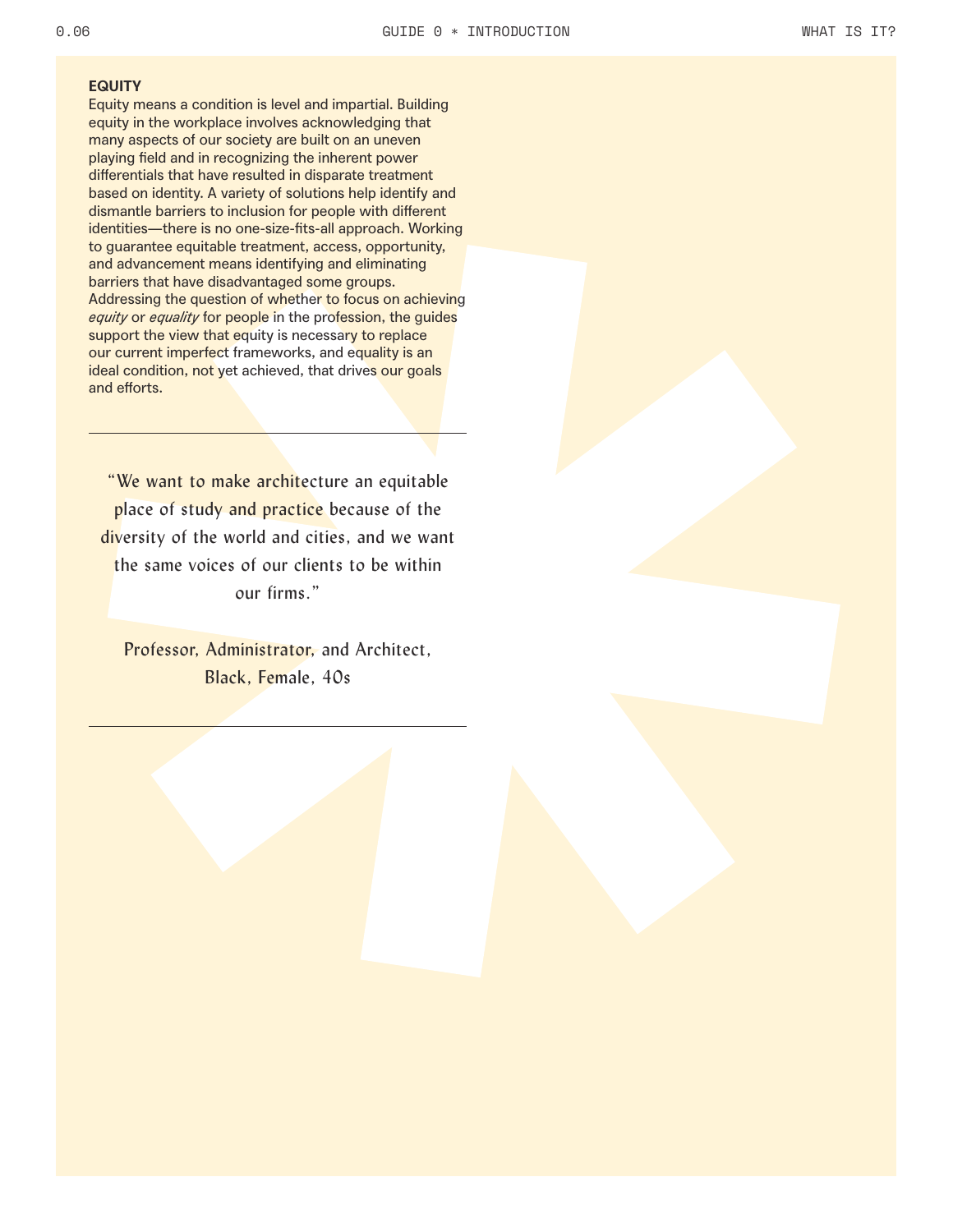## EQUITY

Equity means a condition is level and impartial. Building equity in the workplace involves acknowledging that many aspects of our society are built on an uneven playing field and in recognizing the inherent power differentials that have resulted in disparate treatment based on identity. A variety of solutions help identify and dismantle barriers to inclusion for people with different identities—there is no one-size-fits-all approach. Working to guarantee equitable treatment, access, opportunity, and advancement means identifying and eliminating barriers that have disadvantaged some groups. Addressing the question of whether to focus on achieving *equity* or *equality* for people in the profession, the guides support the view that equity is necessary to replace our current imperfect frameworks, and equality is an ideal condition, not yet achieved, that drives our goals and efforts.

---

> "We want to make architecture an equitable place of study and practice because of the diversity of the world and cities, and we want the same voices of our clients to be within our firms."
>
> Professor, Administrator, and Architect, Black, Female, 40s

---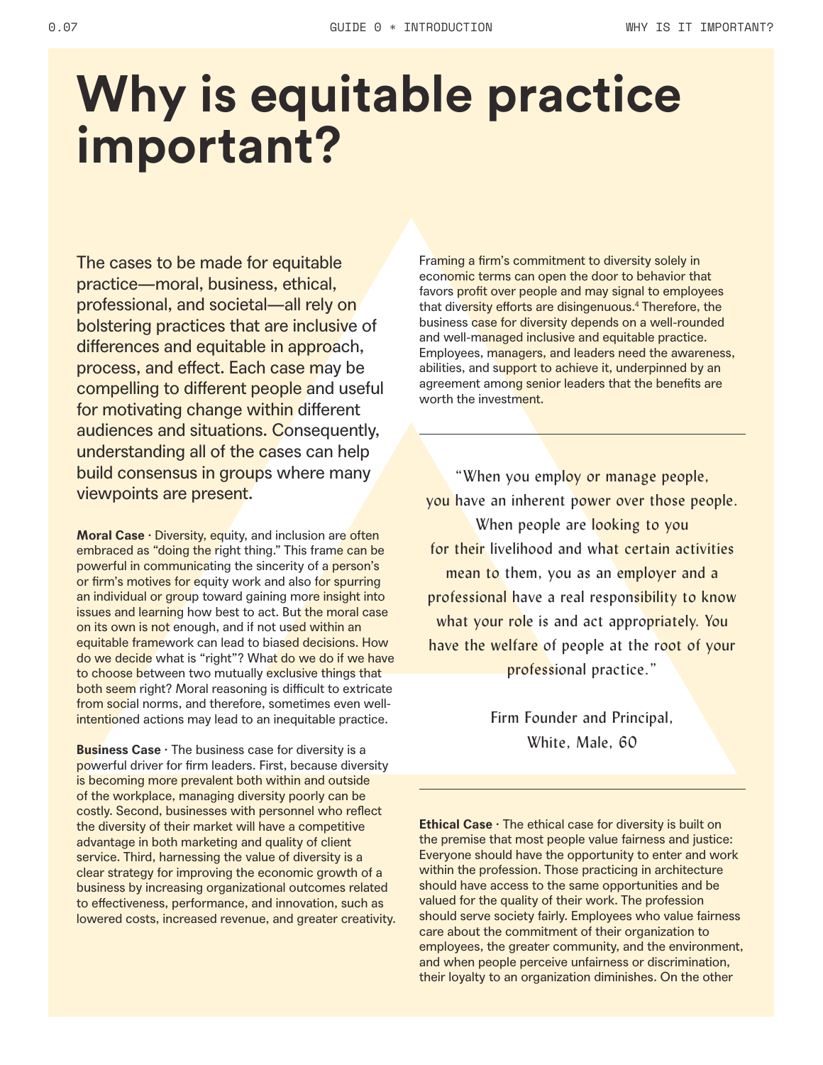# Why is equitable practice important?

The cases to be made for equitable practice—moral, business, ethical, professional, and societal—all rely on bolstering practices that are inclusive of differences and equitable in approach, process, and effect. Each case may be compelling to different people and useful for motivating change within different audiences and situations. Consequently, understanding all of the cases can help build consensus in groups where many viewpoints are present.

**Moral Case** · Diversity, equity, and inclusion are often embraced as "doing the right thing." This frame can be powerful in communicating the sincerity of a person's or firm's motives for equity work and also for spurring an individual or group toward gaining more insight into issues and learning how best to act. But the moral case on its own is not enough, and if not used within an equitable framework can lead to biased decisions. How do we decide what is "right"? What do we do if we have to choose between two mutually exclusive things that both seem right? Moral reasoning is difficult to extricate from social norms, and therefore, sometimes even well-intentioned actions may lead to an inequitable practice.

**Business Case** · The business case for diversity is a powerful driver for firm leaders. First, because diversity is becoming more prevalent both within and outside of the workplace, managing diversity poorly can be costly. Second, businesses with personnel who reflect the diversity of their market will have a competitive advantage in both marketing and quality of client service. Third, harnessing the value of diversity is a clear strategy for improving the economic growth of a business by increasing organizational outcomes related to effectiveness, performance, and innovation, such as lowered costs, increased revenue, and greater creativity.

Framing a firm's commitment to diversity solely in economic terms can open the door to behavior that favors profit over people and may signal to employees that diversity efforts are disingenuous.[4] Therefore, the business case for diversity depends on a well-rounded and well-managed inclusive and equitable practice. Employees, managers, and leaders need the awareness, abilities, and support to achieve it, underpinned by an agreement among senior leaders that the benefits are worth the investment.

---

> "When you employ or manage people, you have an inherent power over those people. When people are looking to you for their livelihood and what certain activities mean to them, you as an employer and a professional have a real responsibility to know what your role is and act appropriately. You have the welfare of people at the root of your professional practice."
>
> Firm Founder and Principal, White, Male, 60

---

**Ethical Case** · The ethical case for diversity is built on the premise that most people value fairness and justice: Everyone should have the opportunity to enter and work within the profession. Those practicing in architecture should have access to the same opportunities and be valued for the quality of their work. The profession should serve society fairly. Employees who value fairness care about the commitment of their organization to employees, the greater community, and the environment, and when people perceive unfairness or discrimination, their loyalty to an organization diminishes. On the other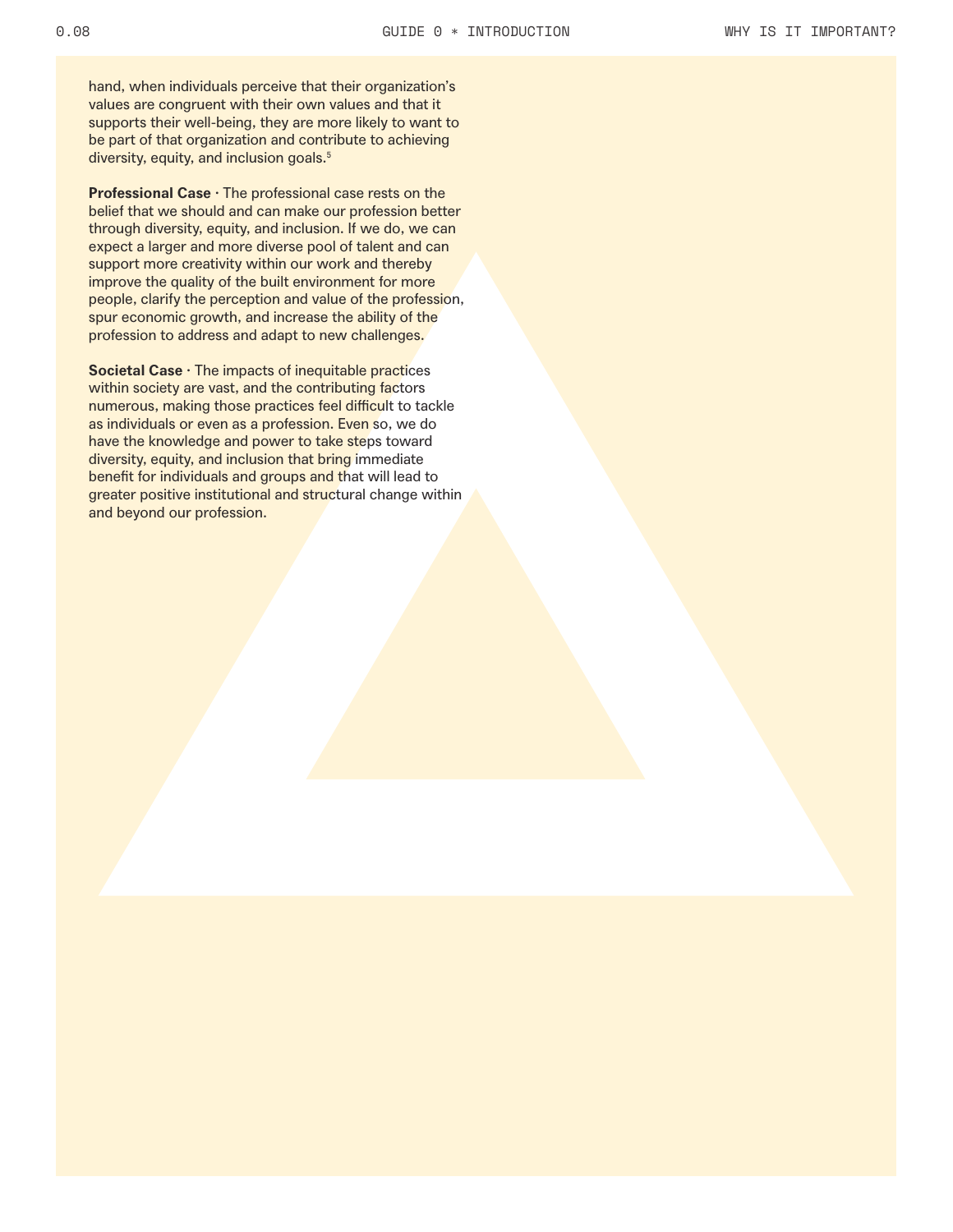hand, when individuals perceive that their organization's values are congruent with their own values and that it supports their well-being, they are more likely to want to be part of that organization and contribute to achieving diversity, equity, and inclusion goals.[5]

**Professional Case** · The professional case rests on the belief that we should and can make our profession better through diversity, equity, and inclusion. If we do, we can expect a larger and more diverse pool of talent and can support more creativity within our work and thereby improve the quality of the built environment for more people, clarify the perception and value of the profession, spur economic growth, and increase the ability of the profession to address and adapt to new challenges.

**Societal Case** · The impacts of inequitable practices within society are vast, and the contributing factors numerous, making those practices feel difficult to tackle as individuals or even as a profession. Even so, we do have the knowledge and power to take steps toward diversity, equity, and inclusion that bring immediate benefit for individuals and groups and that will lead to greater positive institutional and structural change within and beyond our profession.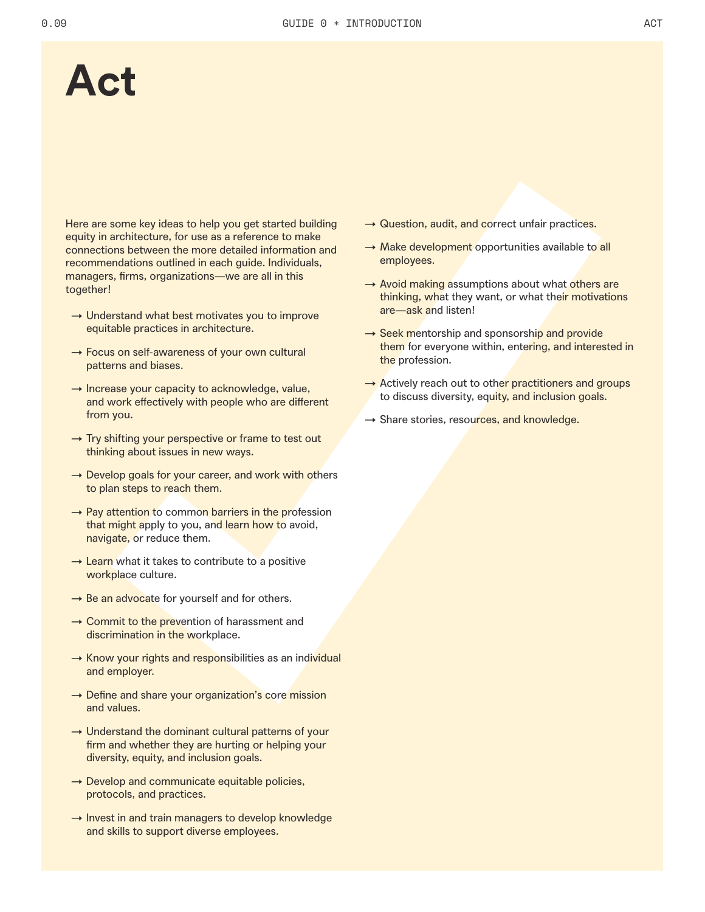# Act

Here are some key ideas to help you get started building equity in architecture, for use as a reference to make connections between the more detailed information and recommendations outlined in each guide. Individuals, managers, firms, organizations—we are all in this together!

- → Understand what best motivates you to improve equitable practices in architecture.
- → Focus on self-awareness of your own cultural patterns and biases.
- → Increase your capacity to acknowledge, value, and work effectively with people who are different from you.
- → Try shifting your perspective or frame to test out thinking about issues in new ways.
- → Develop goals for your career, and work with others to plan steps to reach them.
- → Pay attention to common barriers in the profession that might apply to you, and learn how to avoid, navigate, or reduce them.
- → Learn what it takes to contribute to a positive workplace culture.
- → Be an advocate for yourself and for others.
- → Commit to the prevention of harassment and discrimination in the workplace.
- → Know your rights and responsibilities as an individual and employer.
- → Define and share your organization's core mission and values.
- → Understand the dominant cultural patterns of your firm and whether they are hurting or helping your diversity, equity, and inclusion goals.
- → Develop and communicate equitable policies, protocols, and practices.
- → Invest in and train managers to develop knowledge and skills to support diverse employees.
- → Question, audit, and correct unfair practices.
- → Make development opportunities available to all employees.
- → Avoid making assumptions about what others are thinking, what they want, or what their motivations are—ask and listen!
- → Seek mentorship and sponsorship and provide them for everyone within, entering, and interested in the profession.
- → Actively reach out to other practitioners and groups to discuss diversity, equity, and inclusion goals.
- → Share stories, resources, and knowledge.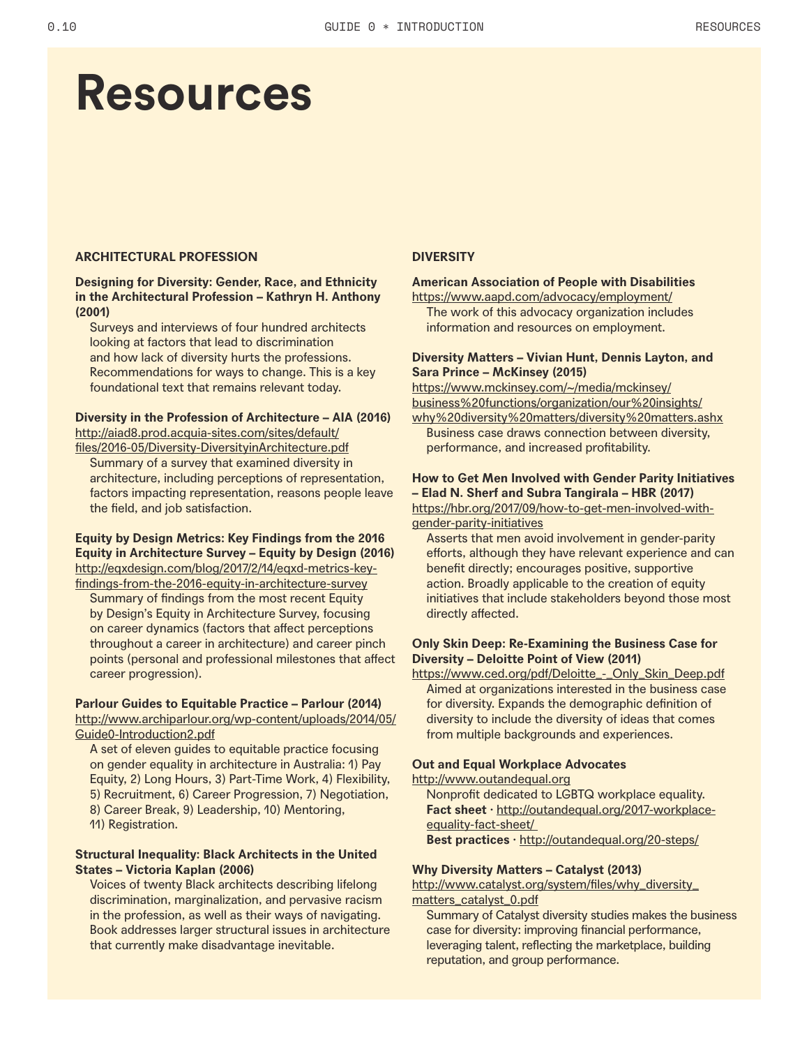# Resources

## ARCHITECTURAL PROFESSION

**Designing for Diversity: Gender, Race, and Ethnicity in the Architectural Profession – Kathryn H. Anthony (2001)**

Surveys and interviews of four hundred architects looking at factors that lead to discrimination and how lack of diversity hurts the professions. Recommendations for ways to change. This is a key foundational text that remains relevant today.

**Diversity in the Profession of Architecture – AIA (2016)**
http://aiad8.prod.acquia-sites.com/sites/default/files/2016-05/Diversity-DiversityinArchitecture.pdf

Summary of a survey that examined diversity in architecture, including perceptions of representation, factors impacting representation, reasons people leave the field, and job satisfaction.

**Equity by Design Metrics: Key Findings from the 2016 Equity in Architecture Survey – Equity by Design (2016)**
http://eqxdesign.com/blog/2017/2/14/eqxd-metrics-key-findings-from-the-2016-equity-in-architecture-survey

Summary of findings from the most recent Equity by Design's Equity in Architecture Survey, focusing on career dynamics (factors that affect perceptions throughout a career in architecture) and career pinch points (personal and professional milestones that affect career progression).

**Parlour Guides to Equitable Practice – Parlour (2014)**
http://www.archiparlour.org/wp-content/uploads/2014/05/Guide0-Introduction2.pdf

A set of eleven guides to equitable practice focusing on gender equality in architecture in Australia: 1) Pay Equity, 2) Long Hours, 3) Part-Time Work, 4) Flexibility, 5) Recruitment, 6) Career Progression, 7) Negotiation, 8) Career Break, 9) Leadership, 10) Mentoring, 11) Registration.

**Structural Inequality: Black Architects in the United States – Victoria Kaplan (2006)**

Voices of twenty Black architects describing lifelong discrimination, marginalization, and pervasive racism in the profession, as well as their ways of navigating. Book addresses larger structural issues in architecture that currently make disadvantage inevitable.

## DIVERSITY

**American Association of People with Disabilities**
https://www.aapd.com/advocacy/employment/

The work of this advocacy organization includes information and resources on employment.

**Diversity Matters – Vivian Hunt, Dennis Layton, and Sara Prince – McKinsey (2015)**
https://www.mckinsey.com/~/media/mckinsey/business%20functions/organization/our%20insights/why%20diversity%20matters/diversity%20matters.ashx

Business case draws connection between diversity, performance, and increased profitability.

**How to Get Men Involved with Gender Parity Initiatives – Elad N. Sherf and Subra Tangirala – HBR (2017)**
https://hbr.org/2017/09/how-to-get-men-involved-with-gender-parity-initiatives

Asserts that men avoid involvement in gender-parity efforts, although they have relevant experience and can benefit directly; encourages positive, supportive action. Broadly applicable to the creation of equity initiatives that include stakeholders beyond those most directly affected.

**Only Skin Deep: Re-Examining the Business Case for Diversity – Deloitte Point of View (2011)**
https://www.ced.org/pdf/Deloitte_-_Only_Skin_Deep.pdf

Aimed at organizations interested in the business case for diversity. Expands the demographic definition of diversity to include the diversity of ideas that comes from multiple backgrounds and experiences.

**Out and Equal Workplace Advocates**
http://www.outandequal.org

Nonprofit dedicated to LGBTQ workplace equality.
**Fact sheet** · http://outandequal.org/2017-workplace-equality-fact-sheet/
**Best practices** · http://outandequal.org/20-steps/

**Why Diversity Matters – Catalyst (2013)**
http://www.catalyst.org/system/files/why_diversity_matters_catalyst_0.pdf

Summary of Catalyst diversity studies makes the business case for diversity: improving financial performance, leveraging talent, reflecting the marketplace, building reputation, and group performance.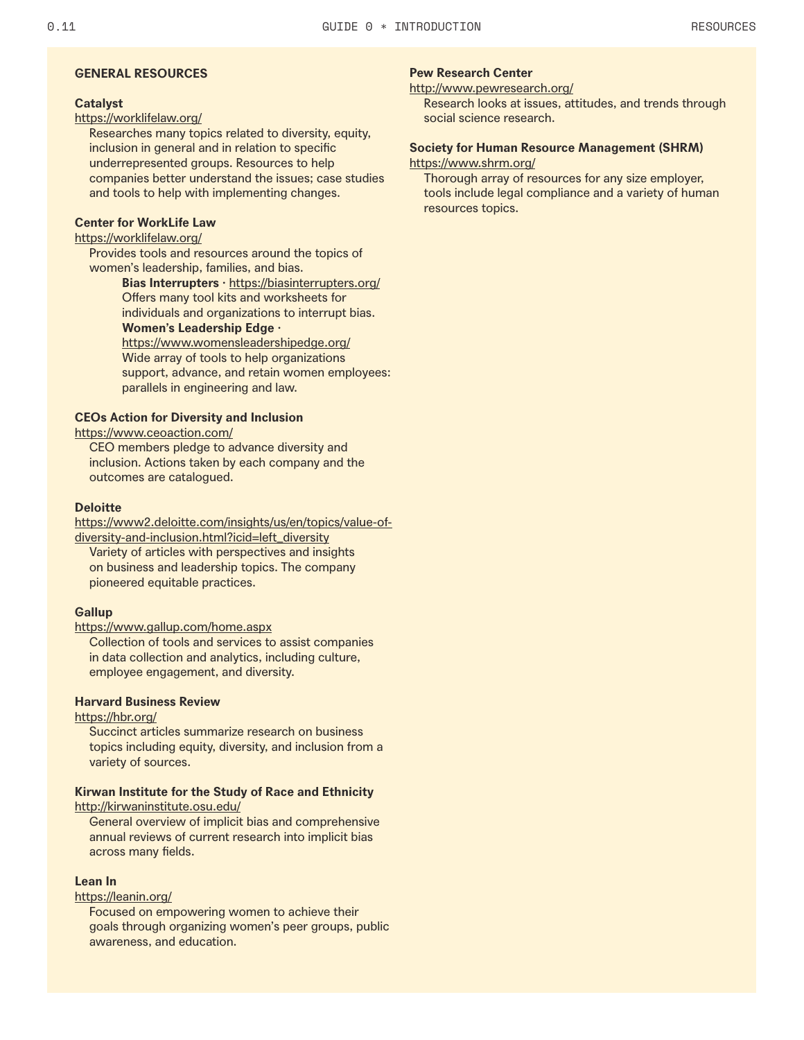## GENERAL RESOURCES

**Catalyst**
https://worklifelaw.org/
Researches many topics related to diversity, equity, inclusion in general and in relation to specific underrepresented groups. Resources to help companies better understand the issues; case studies and tools to help with implementing changes.

**Center for WorkLife Law**
https://worklifelaw.org/
Provides tools and resources around the topics of women's leadership, families, and bias.

> **Bias Interrupters** · https://biasinterrupters.org/
> Offers many tool kits and worksheets for individuals and organizations to interrupt bias.
>
> **Women's Leadership Edge** · https://www.womensleadershipedge.org/
> Wide array of tools to help organizations support, advance, and retain women employees: parallels in engineering and law.

**CEOs Action for Diversity and Inclusion**
https://www.ceoaction.com/
CEO members pledge to advance diversity and inclusion. Actions taken by each company and the outcomes are catalogued.

**Deloitte**
https://www2.deloitte.com/insights/us/en/topics/value-of-diversity-and-inclusion.html?icid=left_diversity
Variety of articles with perspectives and insights on business and leadership topics. The company pioneered equitable practices.

**Gallup**
https://www.gallup.com/home.aspx
Collection of tools and services to assist companies in data collection and analytics, including culture, employee engagement, and diversity.

**Harvard Business Review**
https://hbr.org/
Succinct articles summarize research on business topics including equity, diversity, and inclusion from a variety of sources.

**Kirwan Institute for the Study of Race and Ethnicity**
http://kirwaninstitute.osu.edu/
General overview of implicit bias and comprehensive annual reviews of current research into implicit bias across many fields.

**Lean In**
https://leanin.org/
Focused on empowering women to achieve their goals through organizing women's peer groups, public awareness, and education.

**Pew Research Center**
http://www.pewresearch.org/
Research looks at issues, attitudes, and trends through social science research.

**Society for Human Resource Management (SHRM)**
https://www.shrm.org/
Thorough array of resources for any size employer, tools include legal compliance and a variety of human resources topics.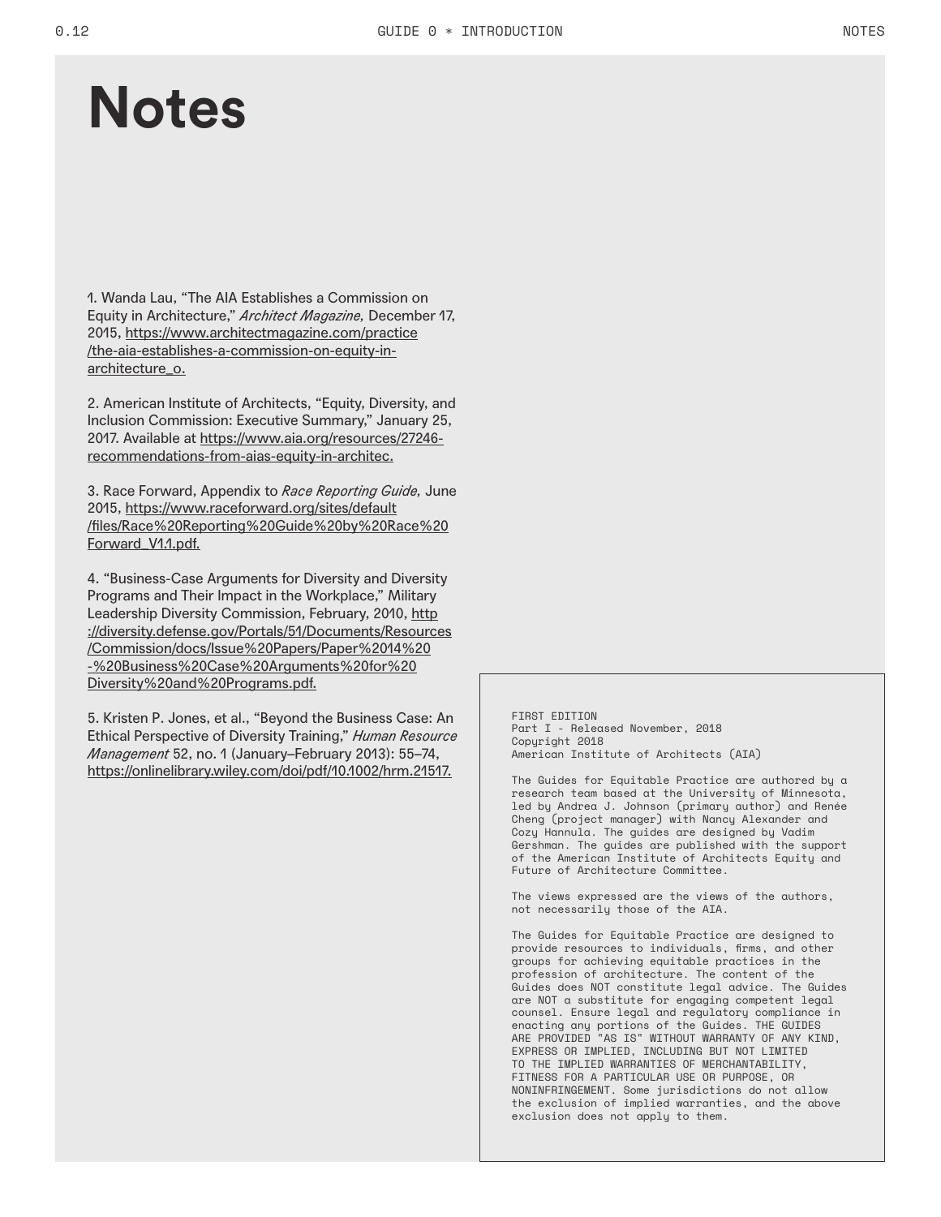# Notes

1. Wanda Lau, "The AIA Establishes a Commission on Equity in Architecture," *Architect Magazine,* December 17, 2015, https://www.architectmagazine.com/practice/the-aia-establishes-a-commission-on-equity-in-architecture_o.

2. American Institute of Architects, "Equity, Diversity, and Inclusion Commission: Executive Summary," January 25, 2017. Available at https://www.aia.org/resources/27246-recommendations-from-aias-equity-in-architec.

3. Race Forward, Appendix to *Race Reporting Guide,* June 2015, https://www.raceforward.org/sites/default/files/Race%20Reporting%20Guide%20by%20Race%20Forward_V1.1.pdf.

4. "Business-Case Arguments for Diversity and Diversity Programs and Their Impact in the Workplace," Military Leadership Diversity Commission, February, 2010, http://diversity.defense.gov/Portals/51/Documents/Resources/Commission/docs/Issue%20Papers/Paper%2014%20-%20Business%20Case%20Arguments%20for%20Diversity%20and%20Programs.pdf.

5. Kristen P. Jones, et al., "Beyond the Business Case: An Ethical Perspective of Diversity Training," *Human Resource Management* 52, no. 1 (January–February 2013): 55–74, https://onlinelibrary.wiley.com/doi/pdf/10.1002/hrm.21517.

FIRST EDITION
Part I - Released November, 2018
Copyright 2018
American Institute of Architects (AIA)

The Guides for Equitable Practice are authored by a research team based at the University of Minnesota, led by Andrea J. Johnson (primary author) and Renée Cheng (project manager) with Nancy Alexander and Cozy Hannula. The guides are designed by Vadim Gershman. The guides are published with the support of the American Institute of Architects Equity and Future of Architecture Committee.

The views expressed are the views of the authors, not necessarily those of the AIA.

The Guides for Equitable Practice are designed to provide resources to individuals, firms, and other groups for achieving equitable practices in the profession of architecture. The content of the Guides does NOT constitute legal advice. The Guides are NOT a substitute for engaging competent legal counsel. Ensure legal and regulatory compliance in enacting any portions of the Guides. THE GUIDES ARE PROVIDED "AS IS" WITHOUT WARRANTY OF ANY KIND, EXPRESS OR IMPLIED, INCLUDING BUT NOT LIMITED TO THE IMPLIED WARRANTIES OF MERCHANTABILITY, FITNESS FOR A PARTICULAR USE OR PURPOSE, OR NONINFRINGEMENT. Some jurisdictions do not allow the exclusion of implied warranties, and the above exclusion does not apply to them.